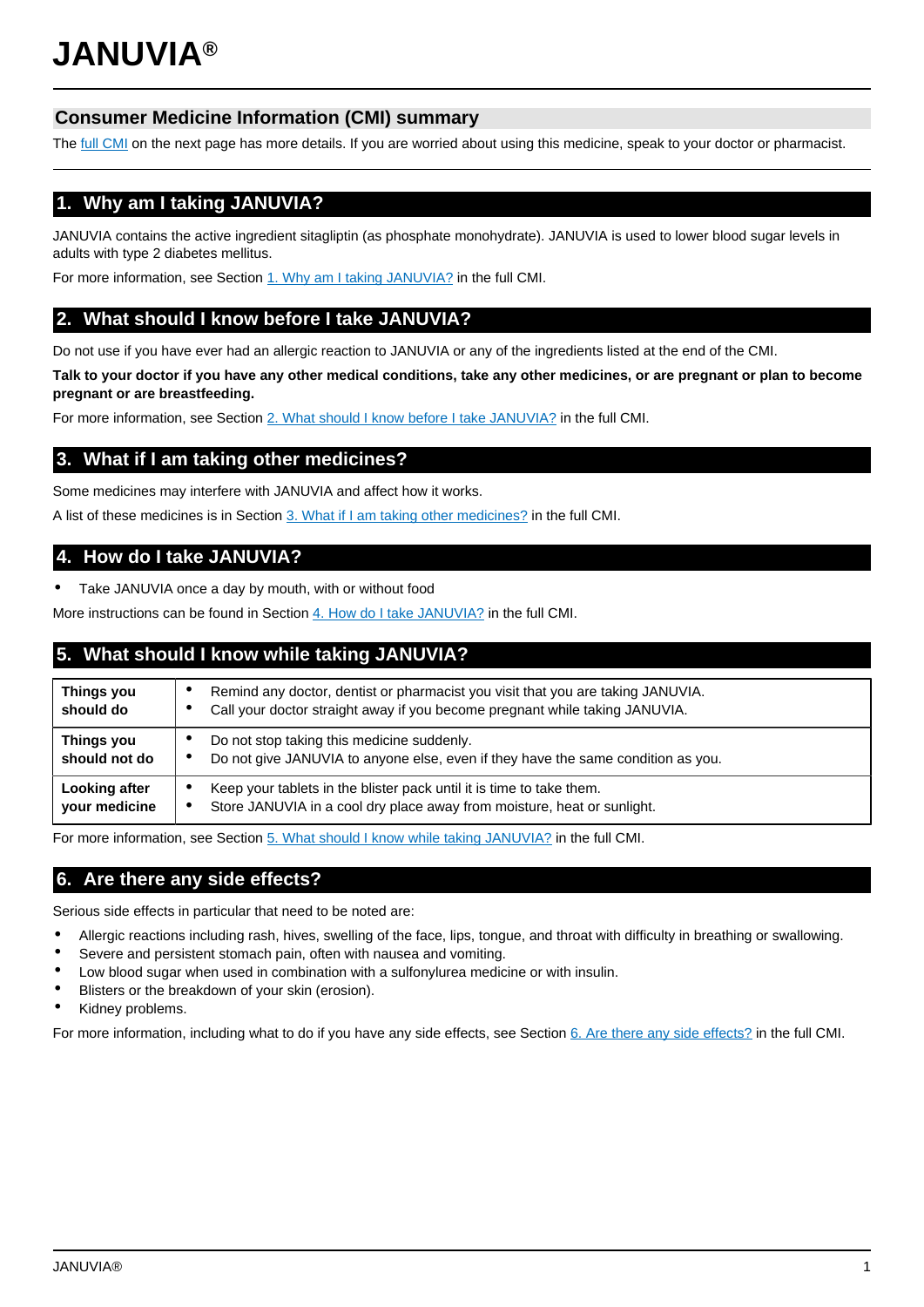# JANUVIA®

## Consumer Medicine Information (CMI) summary

The full CMI on the next page has more details. If you are worried about using this medicine, speak to your doctor or pharmacist.

## 1. Why am I taking JANUVIA?

JANUVIA contains the active ingredient sitagliptin (as phosphate monohydrate). JANUVIA is used to lower blood sugar levels in adults with type 2 diabetes mellitus.

For more information, see Section 1. Why am I taking JANUVIA? in the full CMI.

## 2. What should I know before I take JANUVIA?

Do not use if you have ever had an allergic reaction to JANUVIA or any of the ingredients listed at the end of the CMI.

**Talk to your doctor if you have any other medical conditions, take any other medicines, or are pregnant or plan to become pregnant or are breastfeeding.**

For more information, see Section 2. What should I know before I take JANUVIA? in the full CMI.

## 3. What if I am taking other medicines?

Some medicines may interfere with JANUVIA and affect how it works.

A list of these medicines is in Section 3. What if I am taking other medicines? in the full CMI.

## 4. How do I take JANUVIA?

- Take JANUVIA once a day by mouth, with or without food

More instructions can be found in Section 4. How do I take JANUVIA? in the full CMI.

## 5. What should I know while taking JANUVIA?

| | |
|---|---|
| **Things you should do** | • Remind any doctor, dentist or pharmacist you visit that you are taking JANUVIA.<br>• Call your doctor straight away if you become pregnant while taking JANUVIA. |
| **Things you should not do** | • Do not stop taking this medicine suddenly.<br>• Do not give JANUVIA to anyone else, even if they have the same condition as you. |
| **Looking after your medicine** | • Keep your tablets in the blister pack until it is time to take them.<br>• Store JANUVIA in a cool dry place away from moisture, heat or sunlight. |

For more information, see Section 5. What should I know while taking JANUVIA? in the full CMI.

## 6. Are there any side effects?

Serious side effects in particular that need to be noted are:

- Allergic reactions including rash, hives, swelling of the face, lips, tongue, and throat with difficulty in breathing or swallowing.
- Severe and persistent stomach pain, often with nausea and vomiting.
- Low blood sugar when used in combination with a sulfonylurea medicine or with insulin.
- Blisters or the breakdown of your skin (erosion).
- Kidney problems.

For more information, including what to do if you have any side effects, see Section 6. Are there any side effects? in the full CMI.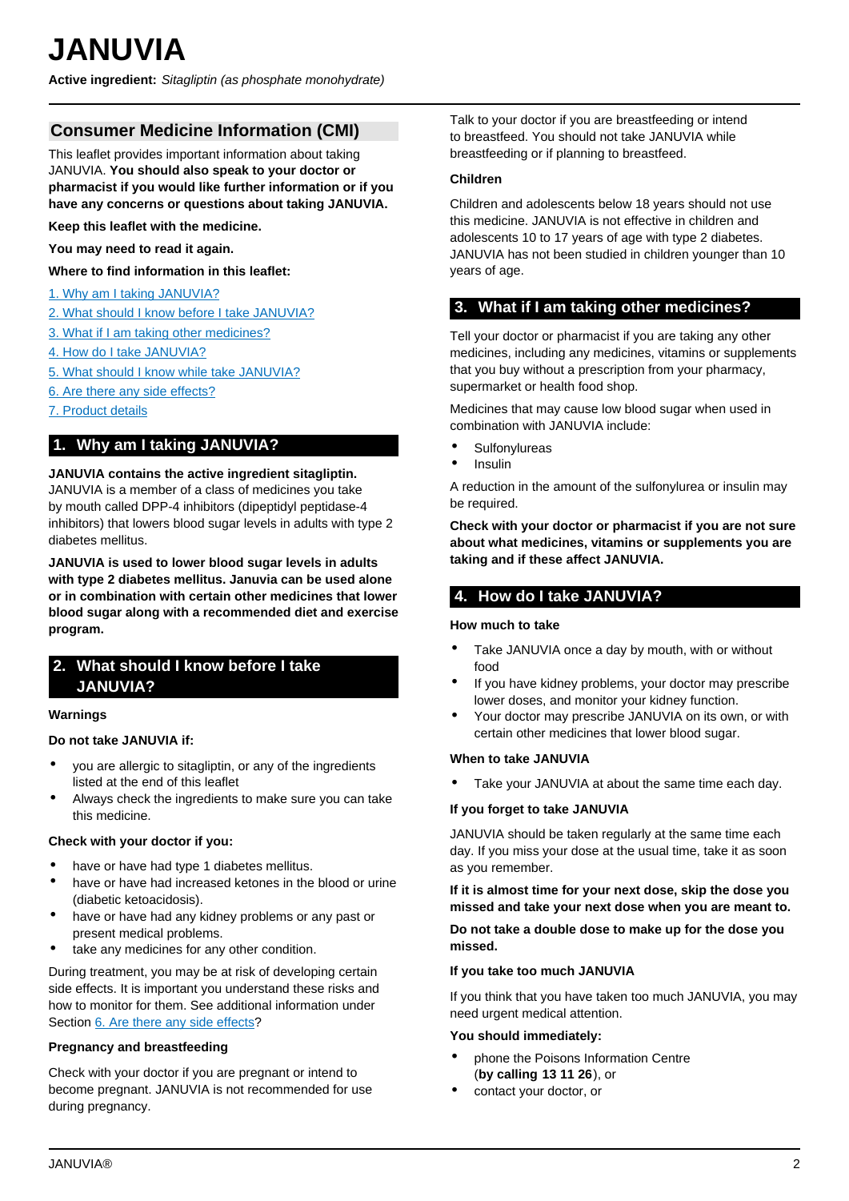# JANUVIA

**Active ingredient:** *Sitagliptin (as phosphate monohydrate)*

## Consumer Medicine Information (CMI)

This leaflet provides important information about taking JANUVIA. **You should also speak to your doctor or pharmacist if you would like further information or if you have any concerns or questions about taking JANUVIA.**

**Keep this leaflet with the medicine.**

**You may need to read it again.**

**Where to find information in this leaflet:**

1. Why am I taking JANUVIA?
2. What should I know before I take JANUVIA?
3. What if I am taking other medicines?
4. How do I take JANUVIA?
5. What should I know while take JANUVIA?
6. Are there any side effects?
7. Product details

## 1. Why am I taking JANUVIA?

**JANUVIA contains the active ingredient sitagliptin.** JANUVIA is a member of a class of medicines you take by mouth called DPP-4 inhibitors (dipeptidyl peptidase-4 inhibitors) that lowers blood sugar levels in adults with type 2 diabetes mellitus.

**JANUVIA is used to lower blood sugar levels in adults with type 2 diabetes mellitus. Januvia can be used alone or in combination with certain other medicines that lower blood sugar along with a recommended diet and exercise program.**

## 2. What should I know before I take JANUVIA?

### Warnings

**Do not take JANUVIA if:**

- you are allergic to sitagliptin, or any of the ingredients listed at the end of this leaflet
- Always check the ingredients to make sure you can take this medicine.

**Check with your doctor if you:**

- have or have had type 1 diabetes mellitus.
- have or have had increased ketones in the blood or urine (diabetic ketoacidosis).
- have or have had any kidney problems or any past or present medical problems.
- take any medicines for any other condition.

During treatment, you may be at risk of developing certain side effects. It is important you understand these risks and how to monitor for them. See additional information under Section 6. Are there any side effects?

### Pregnancy and breastfeeding

Check with your doctor if you are pregnant or intend to become pregnant. JANUVIA is not recommended for use during pregnancy.

Talk to your doctor if you are breastfeeding or intend to breastfeed. You should not take JANUVIA while breastfeeding or if planning to breastfeed.

### Children

Children and adolescents below 18 years should not use this medicine. JANUVIA is not effective in children and adolescents 10 to 17 years of age with type 2 diabetes. JANUVIA has not been studied in children younger than 10 years of age.

## 3. What if I am taking other medicines?

Tell your doctor or pharmacist if you are taking any other medicines, including any medicines, vitamins or supplements that you buy without a prescription from your pharmacy, supermarket or health food shop.

Medicines that may cause low blood sugar when used in combination with JANUVIA include:

- Sulfonylureas
- Insulin

A reduction in the amount of the sulfonylurea or insulin may be required.

**Check with your doctor or pharmacist if you are not sure about what medicines, vitamins or supplements you are taking and if these affect JANUVIA.**

## 4. How do I take JANUVIA?

### How much to take

- Take JANUVIA once a day by mouth, with or without food
- If you have kidney problems, your doctor may prescribe lower doses, and monitor your kidney function.
- Your doctor may prescribe JANUVIA on its own, or with certain other medicines that lower blood sugar.

### When to take JANUVIA

- Take your JANUVIA at about the same time each day.

### If you forget to take JANUVIA

JANUVIA should be taken regularly at the same time each day. If you miss your dose at the usual time, take it as soon as you remember.

**If it is almost time for your next dose, skip the dose you missed and take your next dose when you are meant to.**

**Do not take a double dose to make up for the dose you missed.**

### If you take too much JANUVIA

If you think that you have taken too much JANUVIA, you may need urgent medical attention.

**You should immediately:**

- phone the Poisons Information Centre (**by calling 13 11 26**), or
- contact your doctor, or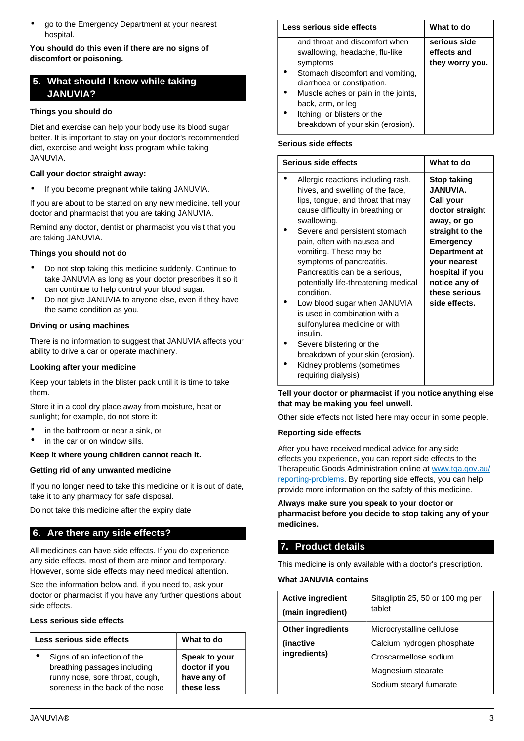- go to the Emergency Department at your nearest hospital.

**You should do this even if there are no signs of discomfort or poisoning.**

## 5. What should I know while taking JANUVIA?

### Things you should do

Diet and exercise can help your body use its blood sugar better. It is important to stay on your doctor's recommended diet, exercise and weight loss program while taking JANUVIA.

**Call your doctor straight away:**

- If you become pregnant while taking JANUVIA.

If you are about to be started on any new medicine, tell your doctor and pharmacist that you are taking JANUVIA.

Remind any doctor, dentist or pharmacist you visit that you are taking JANUVIA.

### Things you should not do

- Do not stop taking this medicine suddenly. Continue to take JANUVIA as long as your doctor prescribes it so it can continue to help control your blood sugar.
- Do not give JANUVIA to anyone else, even if they have the same condition as you.

### Driving or using machines

There is no information to suggest that JANUVIA affects your ability to drive a car or operate machinery.

### Looking after your medicine

Keep your tablets in the blister pack until it is time to take them.

Store it in a cool dry place away from moisture, heat or sunlight; for example, do not store it:

- in the bathroom or near a sink, or
- in the car or on window sills.

**Keep it where young children cannot reach it.**

### Getting rid of any unwanted medicine

If you no longer need to take this medicine or it is out of date, take it to any pharmacy for safe disposal.

Do not take this medicine after the expiry date

## 6. Are there any side effects?

All medicines can have side effects. If you do experience any side effects, most of them are minor and temporary. However, some side effects may need medical attention.

See the information below and, if you need to, ask your doctor or pharmacist if you have any further questions about side effects.

### Less serious side effects

| Less serious side effects | What to do |
|---|---|
| • Signs of an infection of the breathing passages including runny nose, sore throat, cough, soreness in the back of the nose and throat and discomfort when swallowing, headache, flu-like symptoms<br>• Stomach discomfort and vomiting, diarrhoea or constipation.<br>• Muscle aches or pain in the joints, back, arm, or leg<br>• Itching, or blisters or the breakdown of your skin (erosion). | **Speak to your doctor if you have any of these less serious side effects and they worry you.** |

### Serious side effects

| Serious side effects | What to do |
|---|---|
| • Allergic reactions including rash, hives, and swelling of the face, lips, tongue, and throat that may cause difficulty in breathing or swallowing.<br>• Severe and persistent stomach pain, often with nausea and vomiting. These may be symptoms of pancreatitis. Pancreatitis can be a serious, potentially life-threatening medical condition.<br>• Low blood sugar when JANUVIA is used in combination with a sulfonylurea medicine or with insulin.<br>• Severe blistering or the breakdown of your skin (erosion).<br>• Kidney problems (sometimes requiring dialysis) | **Stop taking JANUVIA. Call your doctor straight away, or go straight to the Emergency Department at your nearest hospital if you notice any of these serious side effects.** |

**Tell your doctor or pharmacist if you notice anything else that may be making you feel unwell.**

Other side effects not listed here may occur in some people.

### Reporting side effects

After you have received medical advice for any side effects you experience, you can report side effects to the Therapeutic Goods Administration online at www.tga.gov.au/reporting-problems. By reporting side effects, you can help provide more information on the safety of this medicine.

**Always make sure you speak to your doctor or pharmacist before you decide to stop taking any of your medicines.**

## 7. Product details

This medicine is only available with a doctor's prescription.

### What JANUVIA contains

| | |
|---|---|
| **Active ingredient (main ingredient)** | Sitagliptin 25, 50 or 100 mg per tablet |
| **Other ingredients (inactive ingredients)** | Microcrystalline cellulose<br>Calcium hydrogen phosphate<br>Croscarmellose sodium<br>Magnesium stearate<br>Sodium stearyl fumarate |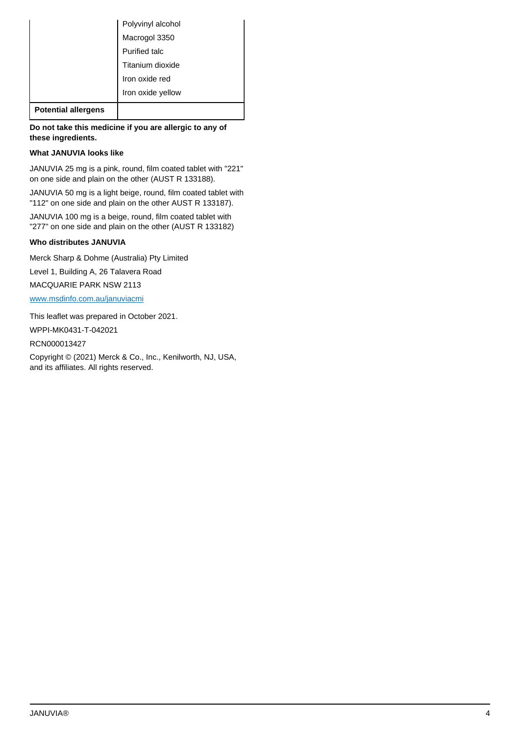| | |
|---|---|
| | Polyvinyl alcohol |
| | Macrogol 3350 |
| | Purified talc |
| | Titanium dioxide |
| | Iron oxide red |
| | Iron oxide yellow |
| **Potential allergens** | |

**Do not take this medicine if you are allergic to any of these ingredients.**

**What JANUVIA looks like**

JANUVIA 25 mg is a pink, round, film coated tablet with "221" on one side and plain on the other (AUST R 133188).

JANUVIA 50 mg is a light beige, round, film coated tablet with "112" on one side and plain on the other AUST R 133187).

JANUVIA 100 mg is a beige, round, film coated tablet with "277" on one side and plain on the other (AUST R 133182)

**Who distributes JANUVIA**

Merck Sharp & Dohme (Australia) Pty Limited

Level 1, Building A, 26 Talavera Road

MACQUARIE PARK NSW 2113

www.msdinfo.com.au/januviacmi

This leaflet was prepared in October 2021.

WPPI-MK0431-T-042021

RCN000013427

Copyright © (2021) Merck & Co., Inc., Kenilworth, NJ, USA, and its affiliates. All rights reserved.